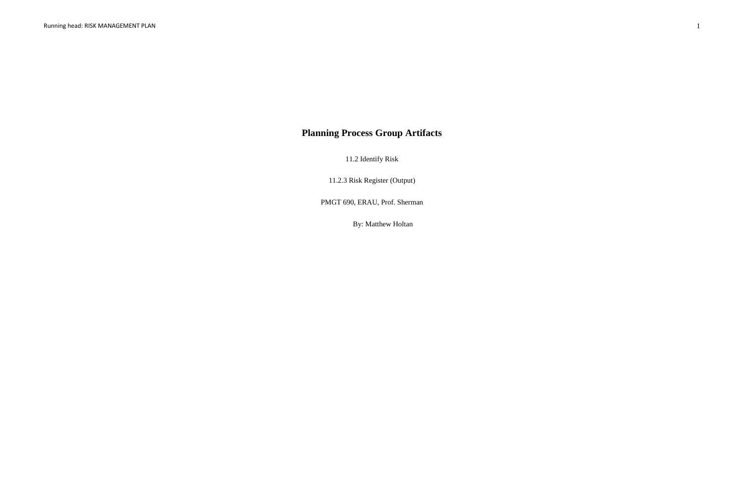# Planning Process Group Artifacts

11.2 Identify Risk

11.2.3 Risk Register (Output)

PMGT 690, ERAU, Prof. Sherman

By: Matthew Holtan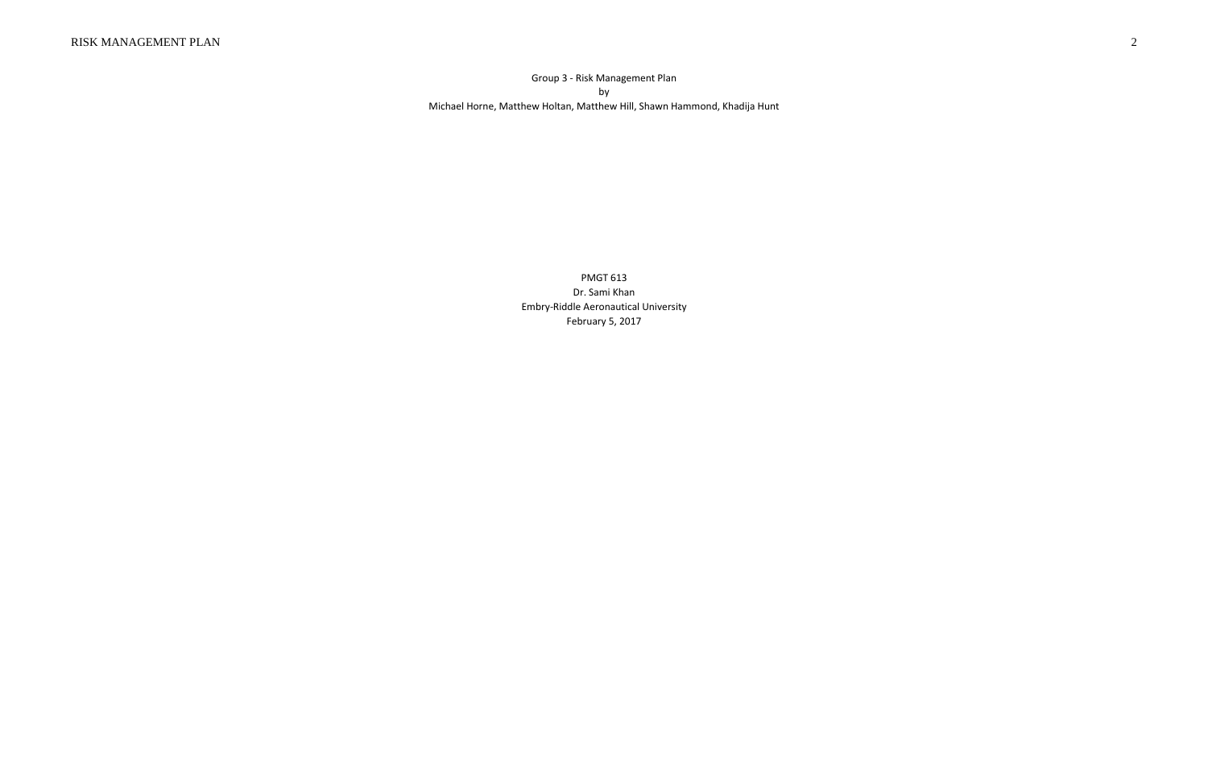Group 3 - Risk Management Plan

by

Michael Horne, Matthew Holtan, Matthew Hill, Shawn Hammond, Khadija Hunt

PMGT 613

Dr. Sami Khan

Embry-Riddle Aeronautical University

February 5, 2017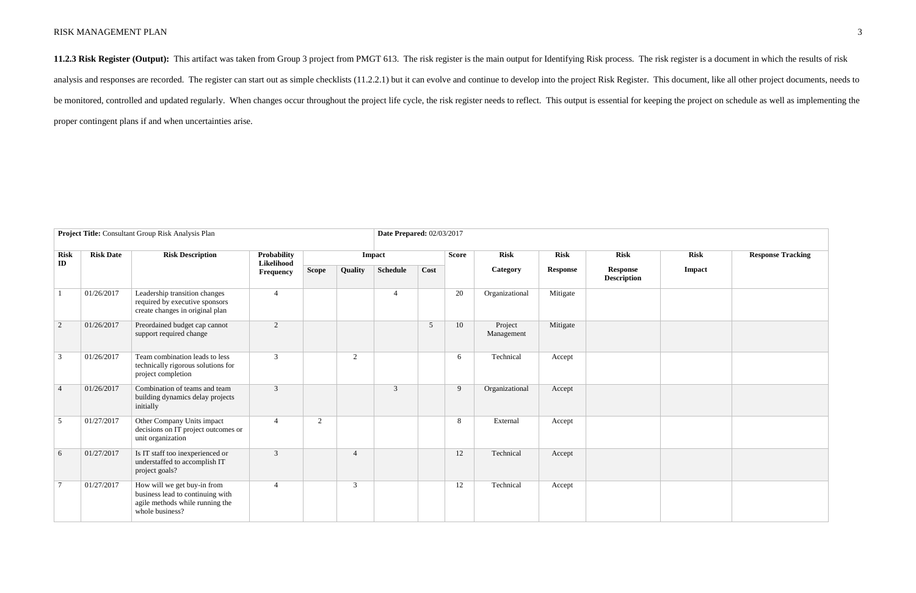**11.2.3 Risk Register (Output):** This artifact was taken from Group 3 project from PMGT 613. The risk register is the main output for Identifying Risk process. The risk register is a document in which the results of risk analysis and responses are recorded. The register can start out as simple checklists (11.2.2.1) but it can evolve and continue to develop into the project Risk Register. This document, like all other project documents, needs to be monitored, controlled and updated regularly. When changes occur throughout the project life cycle, the risk register needs to reflect. This output is essential for keeping the project on schedule as well as implementing the proper contingent plans if and when uncertainties arise.

| **Project Title:** Consultant Group Risk Analysis Plan | | | | | | | | **Date Prepared:** 02/03/2017 | | | | | | |
|---|---|---|---|---|---|---|---|---|---|---|---|---|---|---|
| **Risk ID** | **Risk Date** | **Risk Description** | **Probability Likelihood Frequency** | **Impact** | | | | **Score** | **Risk Category** | **Risk Response** | **Risk Response Description** | **Risk Impact** | **Response Tracking** |
| | | | | **Scope** | **Quality** | **Schedule** | **Cost** | | | | | | |
| 1 | 01/26/2017 | Leadership transition changes required by executive sponsors create changes in original plan | 4 | | | 4 | | 20 | Organizational | Mitigate | | | |
| 2 | 01/26/2017 | Preordained budget cap cannot support required change | 2 | | | | 5 | 10 | Project Management | Mitigate | | | |
| 3 | 01/26/2017 | Team combination leads to less technically rigorous solutions for project completion | 3 | | 2 | | | 6 | Technical | Accept | | | |
| 4 | 01/26/2017 | Combination of teams and team building dynamics delay projects initially | 3 | | | 3 | | 9 | Organizational | Accept | | | |
| 5 | 01/27/2017 | Other Company Units impact decisions on IT project outcomes or unit organization | 4 | 2 | | | | 8 | External | Accept | | | |
| 6 | 01/27/2017 | Is IT staff too inexperienced or understaffed to accomplish IT project goals? | 3 | | 4 | | | 12 | Technical | Accept | | | |
| 7 | 01/27/2017 | How will we get buy-in from business lead to continuing with agile methods while running the whole business? | 4 | | 3 | | | 12 | Technical | Accept | | | |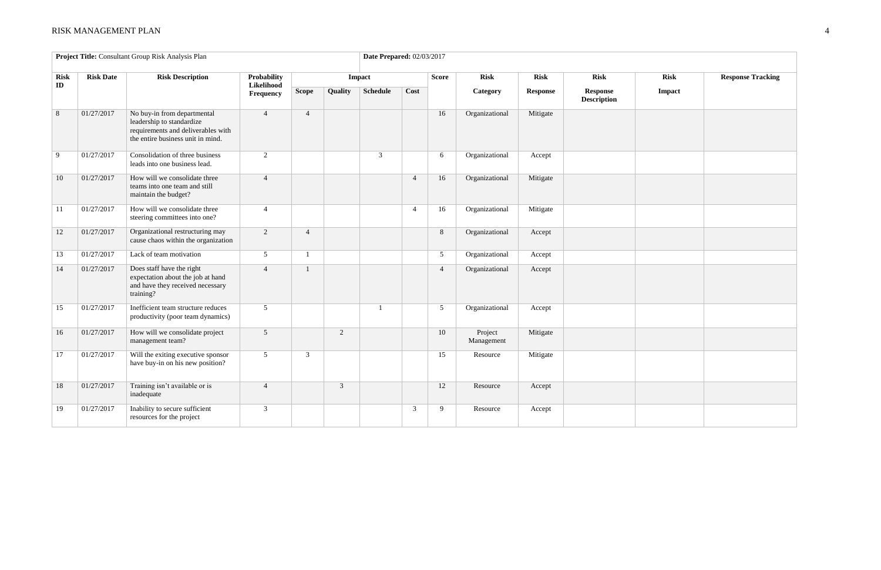| **Project Title:** Consultant Group Risk Analysis Plan | | | | | | | | **Date Prepared:** 02/03/2017 | | | | | | |
|---|---|---|---|---|---|---|---|---|---|---|---|---|---|---|
| **Risk ID** | **Risk Date** | **Risk Description** | **Probability Likelihood Frequency** | **Impact** | | | | **Score** | **Risk Category** | **Risk Response** | **Risk Response Description** | **Risk Impact** | **Response Tracking** |
| | | | | **Scope** | **Quality** | **Schedule** | **Cost** | | | | | | |
| 8 | 01/27/2017 | No buy-in from departmental leadership to standardize requirements and deliverables with the entire business unit in mind. | 4 | 4 | | | | 16 | Organizational | Mitigate | | | |
| 9 | 01/27/2017 | Consolidation of three business leads into one business lead. | 2 | | | 3 | | 6 | Organizational | Accept | | | |
| 10 | 01/27/2017 | How will we consolidate three teams into one team and still maintain the budget? | 4 | | | | 4 | 16 | Organizational | Mitigate | | | |
| 11 | 01/27/2017 | How will we consolidate three steering committees into one? | 4 | | | | 4 | 16 | Organizational | Mitigate | | | |
| 12 | 01/27/2017 | Organizational restructuring may cause chaos within the organization | 2 | 4 | | | | 8 | Organizational | Accept | | | |
| 13 | 01/27/2017 | Lack of team motivation | 5 | 1 | | | | 5 | Organizational | Accept | | | |
| 14 | 01/27/2017 | Does staff have the right expectation about the job at hand and have they received necessary training? | 4 | 1 | | | | 4 | Organizational | Accept | | | |
| 15 | 01/27/2017 | Inefficient team structure reduces productivity (poor team dynamics) | 5 | | | 1 | | 5 | Organizational | Accept | | | |
| 16 | 01/27/2017 | How will we consolidate project management team? | 5 | | 2 | | | 10 | Project Management | Mitigate | | | |
| 17 | 01/27/2017 | Will the exiting executive sponsor have buy-in on his new position? | 5 | 3 | | | | 15 | Resource | Mitigate | | | |
| 18 | 01/27/2017 | Training isn't available or is inadequate | 4 | | 3 | | | 12 | Resource | Accept | | | |
| 19 | 01/27/2017 | Inability to secure sufficient resources for the project | 3 | | | | 3 | 9 | Resource | Accept | | | |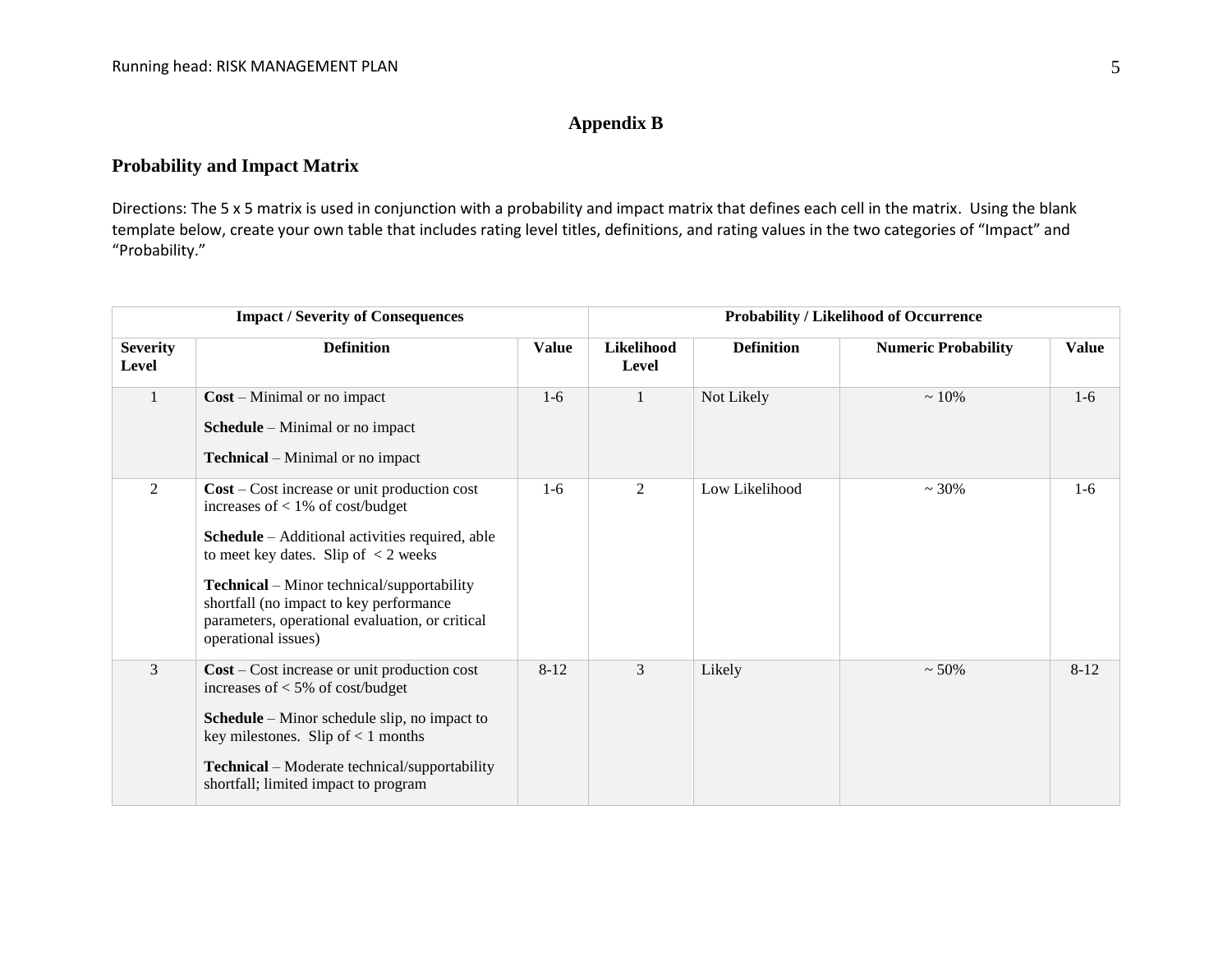# Appendix B

## Probability and Impact Matrix

Directions: The 5 x 5 matrix is used in conjunction with a probability and impact matrix that defines each cell in the matrix. Using the blank template below, create your own table that includes rating level titles, definitions, and rating values in the two categories of "Impact" and "Probability."

| Impact / Severity of Consequences | | | Probability / Likelihood of Occurrence | | | |
|---|---|---|---|---|---|---|
| **Severity Level** | **Definition** | **Value** | **Likelihood Level** | **Definition** | **Numeric Probability** | **Value** |
| 1 | **Cost** – Minimal or no impact<br>**Schedule** – Minimal or no impact<br>**Technical** – Minimal or no impact | 1-6 | 1 | Not Likely | ~ 10% | 1-6 |
| 2 | **Cost** – Cost increase or unit production cost increases of < 1% of cost/budget<br>**Schedule** – Additional activities required, able to meet key dates. Slip of < 2 weeks<br>**Technical** – Minor technical/supportability shortfall (no impact to key performance parameters, operational evaluation, or critical operational issues) | 1-6 | 2 | Low Likelihood | ~ 30% | 1-6 |
| 3 | **Cost** – Cost increase or unit production cost increases of < 5% of cost/budget<br>**Schedule** – Minor schedule slip, no impact to key milestones. Slip of < 1 months<br>**Technical** – Moderate technical/supportability shortfall; limited impact to program | 8-12 | 3 | Likely | ~ 50% | 8-12 |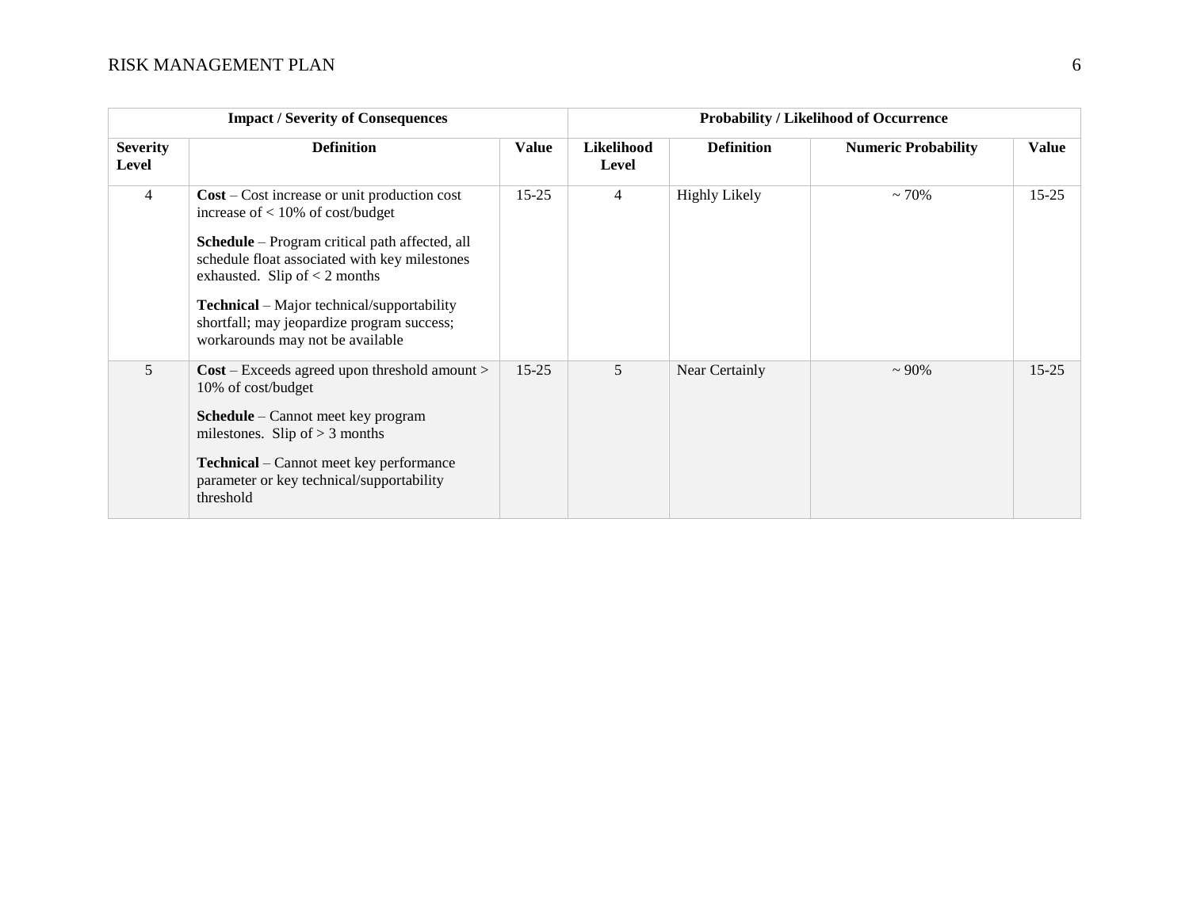| Impact / Severity of Consequences | | | Probability / Likelihood of Occurrence | | | |
|---|---|---|---|---|---|---|
| **Severity Level** | **Definition** | **Value** | **Likelihood Level** | **Definition** | **Numeric Probability** | **Value** |
| 4 | **Cost** – Cost increase or unit production cost increase of < 10% of cost/budget<br><br>**Schedule** – Program critical path affected, all schedule float associated with key milestones exhausted. Slip of < 2 months<br><br>**Technical** – Major technical/supportability shortfall; may jeopardize program success; workarounds may not be available | 15-25 | 4 | Highly Likely | ~ 70% | 15-25 |
| 5 | **Cost** – Exceeds agreed upon threshold amount > 10% of cost/budget<br><br>**Schedule** – Cannot meet key program milestones. Slip of > 3 months<br><br>**Technical** – Cannot meet key performance parameter or key technical/supportability threshold | 15-25 | 5 | Near Certainly | ~ 90% | 15-25 |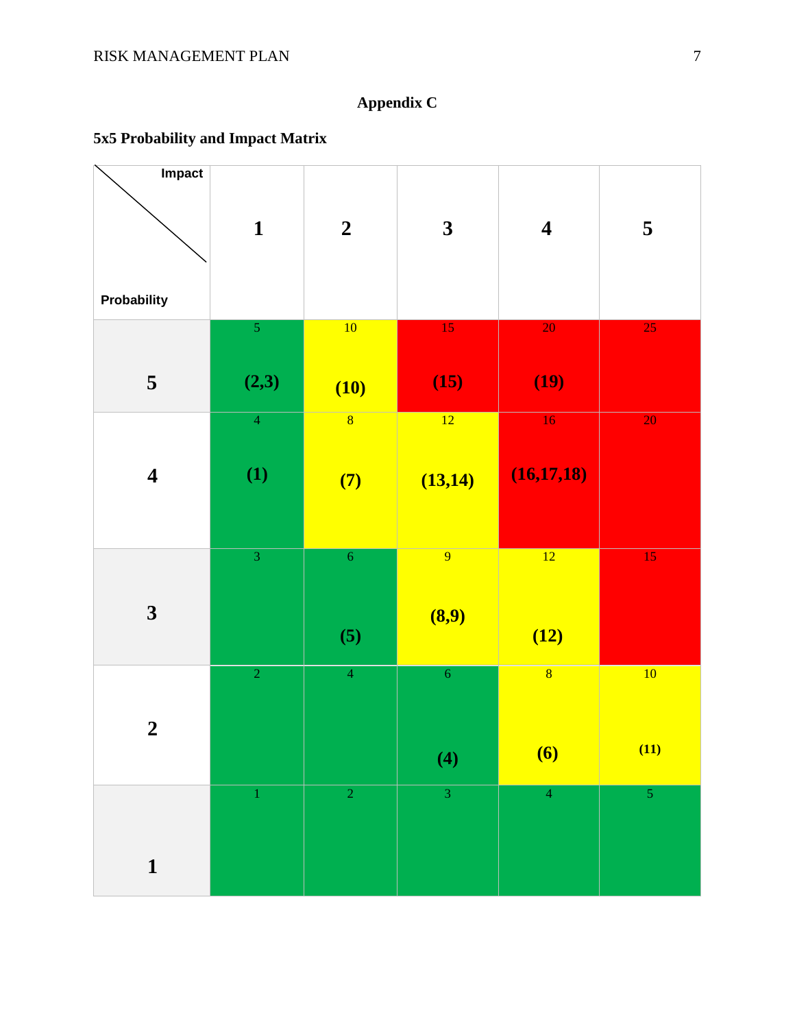## Appendix C

**5x5 Probability and Impact Matrix**

| Probability \ Impact | 1 | 2 | 3 | 4 | 5 |
|---|---|---|---|---|---|
| **5** | 5 (2,3) | 10 (10) | 15 (15) | 20 (19) | 25 |
| **4** | 4 (1) | 8 (7) | 12 (13,14) | 16 (16,17,18) | 20 |
| **3** | 3 | 6 (5) | 9 (8,9) | 12 (12) | 15 |
| **2** | 2 | 4 | 6 (4) | 8 (6) | 10 (11) |
| **1** | 1 | 2 | 3 | 4 | 5 |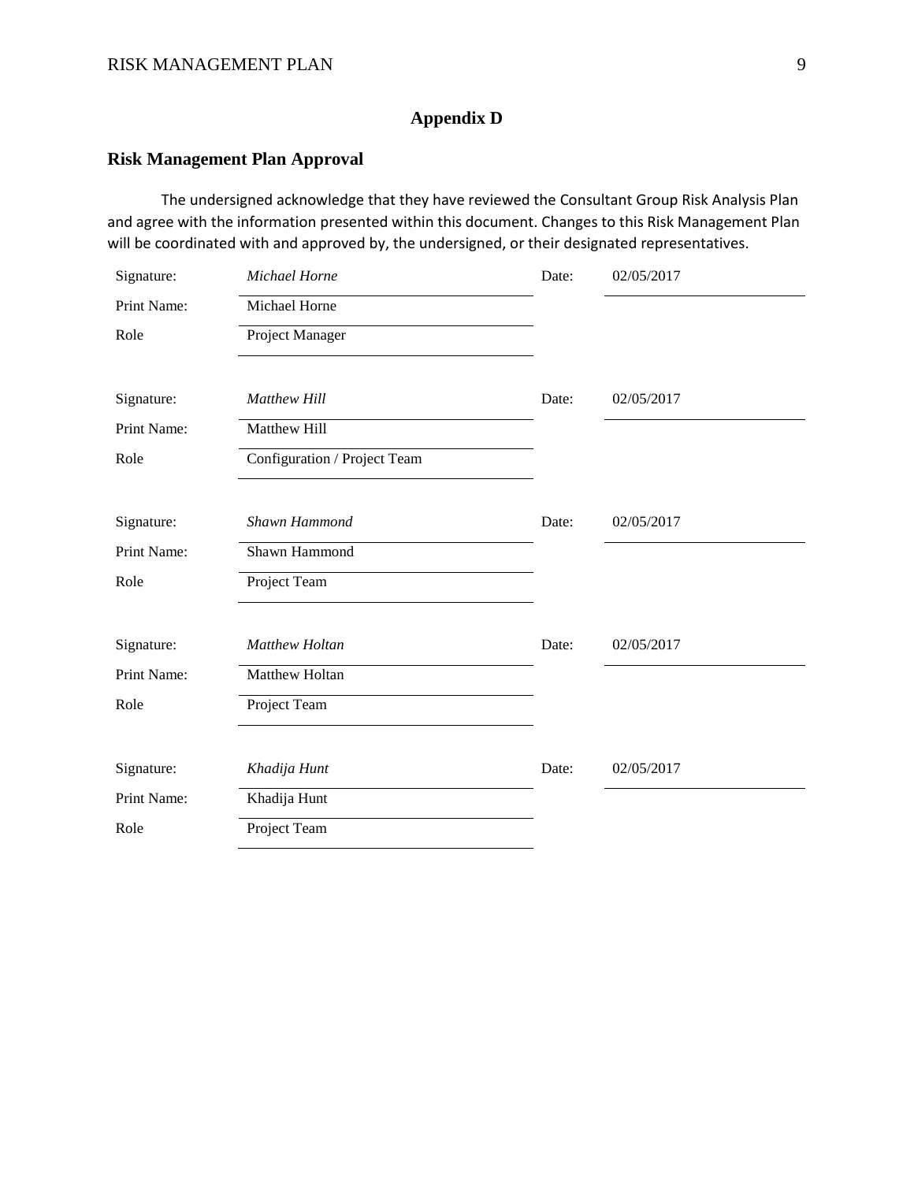# Appendix D

## Risk Management Plan Approval

The undersigned acknowledge that they have reviewed the Consultant Group Risk Analysis Plan and agree with the information presented within this document. Changes to this Risk Management Plan will be coordinated with and approved by, the undersigned, or their designated representatives.

| | | | |
|---|---|---|---|
| Signature: | *Michael Horne* | Date: | 02/05/2017 |
| Print Name: | Michael Horne | | |
| Role | Project Manager | | |
| Signature: | *Matthew Hill* | Date: | 02/05/2017 |
| Print Name: | Matthew Hill | | |
| Role | Configuration / Project Team | | |
| Signature: | *Shawn Hammond* | Date: | 02/05/2017 |
| Print Name: | Shawn Hammond | | |
| Role | Project Team | | |
| Signature: | *Matthew Holtan* | Date: | 02/05/2017 |
| Print Name: | Matthew Holtan | | |
| Role | Project Team | | |
| Signature: | *Khadija Hunt* | Date: | 02/05/2017 |
| Print Name: | Khadija Hunt | | |
| Role | Project Team | | |